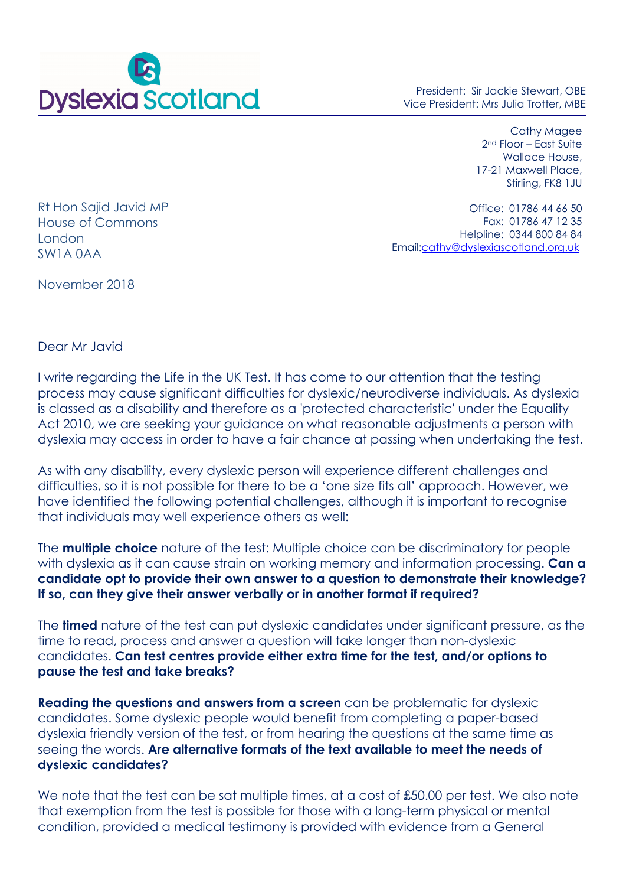Dyslexia Scotland

President: Sir Jackie Stewart, OBE
Vice President: Mrs Julia Trotter, MBE

Cathy Magee
2nd Floor – East Suite
Wallace House,
17-21 Maxwell Place,
Stirling, FK8 1JU

Office: 01786 44 66 50
Fax: 01786 47 12 35
Helpline: 0344 800 84 84
Email:cathy@dyslexiascotland.org.uk

Rt Hon Sajid Javid MP
House of Commons
London
SW1A 0AA

November 2018

Dear Mr Javid

I write regarding the Life in the UK Test. It has come to our attention that the testing process may cause significant difficulties for dyslexic/neurodiverse individuals. As dyslexia is classed as a disability and therefore as a 'protected characteristic' under the Equality Act 2010, we are seeking your guidance on what reasonable adjustments a person with dyslexia may access in order to have a fair chance at passing when undertaking the test.

As with any disability, every dyslexic person will experience different challenges and difficulties, so it is not possible for there to be a 'one size fits all' approach. However, we have identified the following potential challenges, although it is important to recognise that individuals may well experience others as well:

The **multiple choice** nature of the test: Multiple choice can be discriminatory for people with dyslexia as it can cause strain on working memory and information processing. **Can a candidate opt to provide their own answer to a question to demonstrate their knowledge? If so, can they give their answer verbally or in another format if required?**

The **timed** nature of the test can put dyslexic candidates under significant pressure, as the time to read, process and answer a question will take longer than non-dyslexic candidates. **Can test centres provide either extra time for the test, and/or options to pause the test and take breaks?**

**Reading the questions and answers from a screen** can be problematic for dyslexic candidates. Some dyslexic people would benefit from completing a paper-based dyslexia friendly version of the test, or from hearing the questions at the same time as seeing the words. **Are alternative formats of the text available to meet the needs of dyslexic candidates?**

We note that the test can be sat multiple times, at a cost of £50.00 per test. We also note that exemption from the test is possible for those with a long-term physical or mental condition, provided a medical testimony is provided with evidence from a General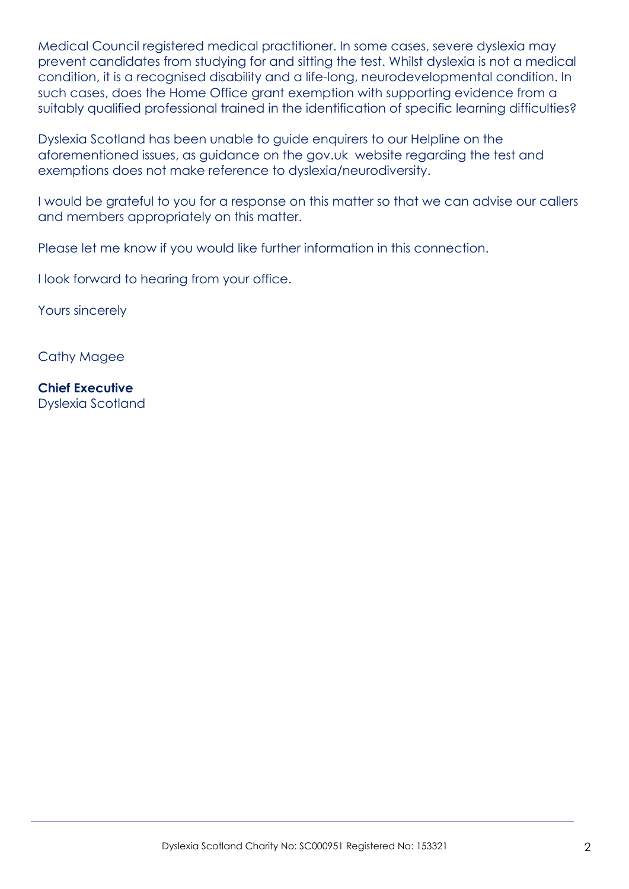Medical Council registered medical practitioner. In some cases, severe dyslexia may prevent candidates from studying for and sitting the test. Whilst dyslexia is not a medical condition, it is a recognised disability and a life-long, neurodevelopmental condition. In such cases, does the Home Office grant exemption with supporting evidence from a suitably qualified professional trained in the identification of specific learning difficulties?

Dyslexia Scotland has been unable to guide enquirers to our Helpline on the aforementioned issues, as guidance on the gov.uk website regarding the test and exemptions does not make reference to dyslexia/neurodiversity.

I would be grateful to you for a response on this matter so that we can advise our callers and members appropriately on this matter.

Please let me know if you would like further information in this connection.

I look forward to hearing from your office.

Yours sincerely

Cathy Magee

**Chief Executive**
Dyslexia Scotland

Dyslexia Scotland Charity No: SC000951 Registered No: 153321